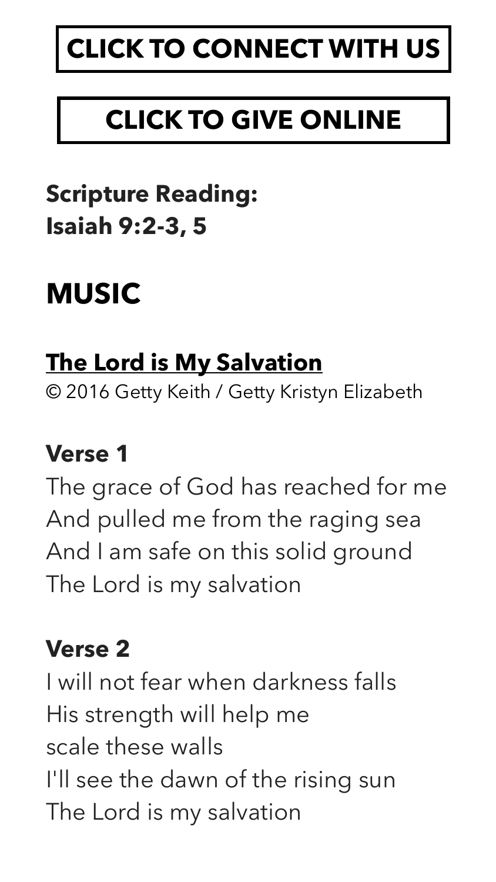**CLICK TO CONNECT WITH US**

**CLICK TO GIVE ONLINE**

**Scripture Reading:**
**Isaiah 9:2-3, 5**

## MUSIC

### The Lord is My Salvation

© 2016 Getty Keith / Getty Kristyn Elizabeth

**Verse 1**

The grace of God has reached for me
And pulled me from the raging sea
And I am safe on this solid ground
The Lord is my salvation

**Verse 2**

I will not fear when darkness falls
His strength will help me
scale these walls
I'll see the dawn of the rising sun
The Lord is my salvation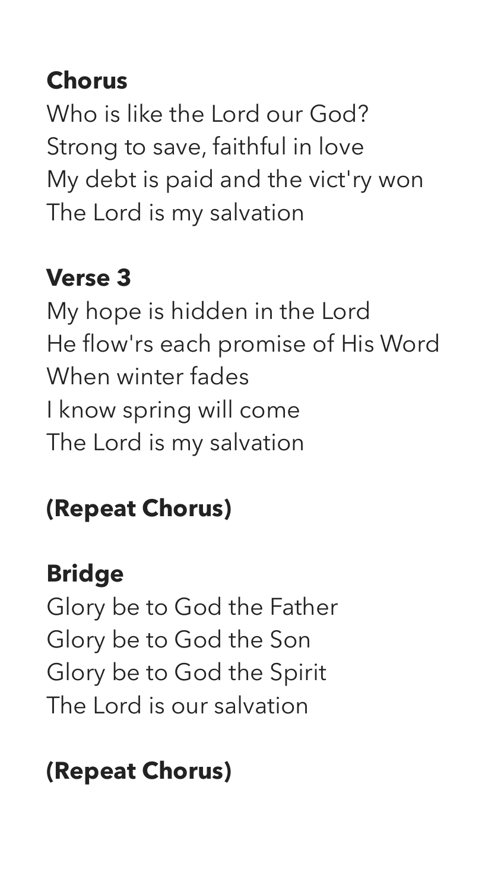**Chorus**

Who is like the Lord our God?
Strong to save, faithful in love
My debt is paid and the vict'ry won
The Lord is my salvation

**Verse 3**

My hope is hidden in the Lord
He flow'rs each promise of His Word
When winter fades
I know spring will come
The Lord is my salvation

**(Repeat Chorus)**

**Bridge**

Glory be to God the Father
Glory be to God the Son
Glory be to God the Spirit
The Lord is our salvation

**(Repeat Chorus)**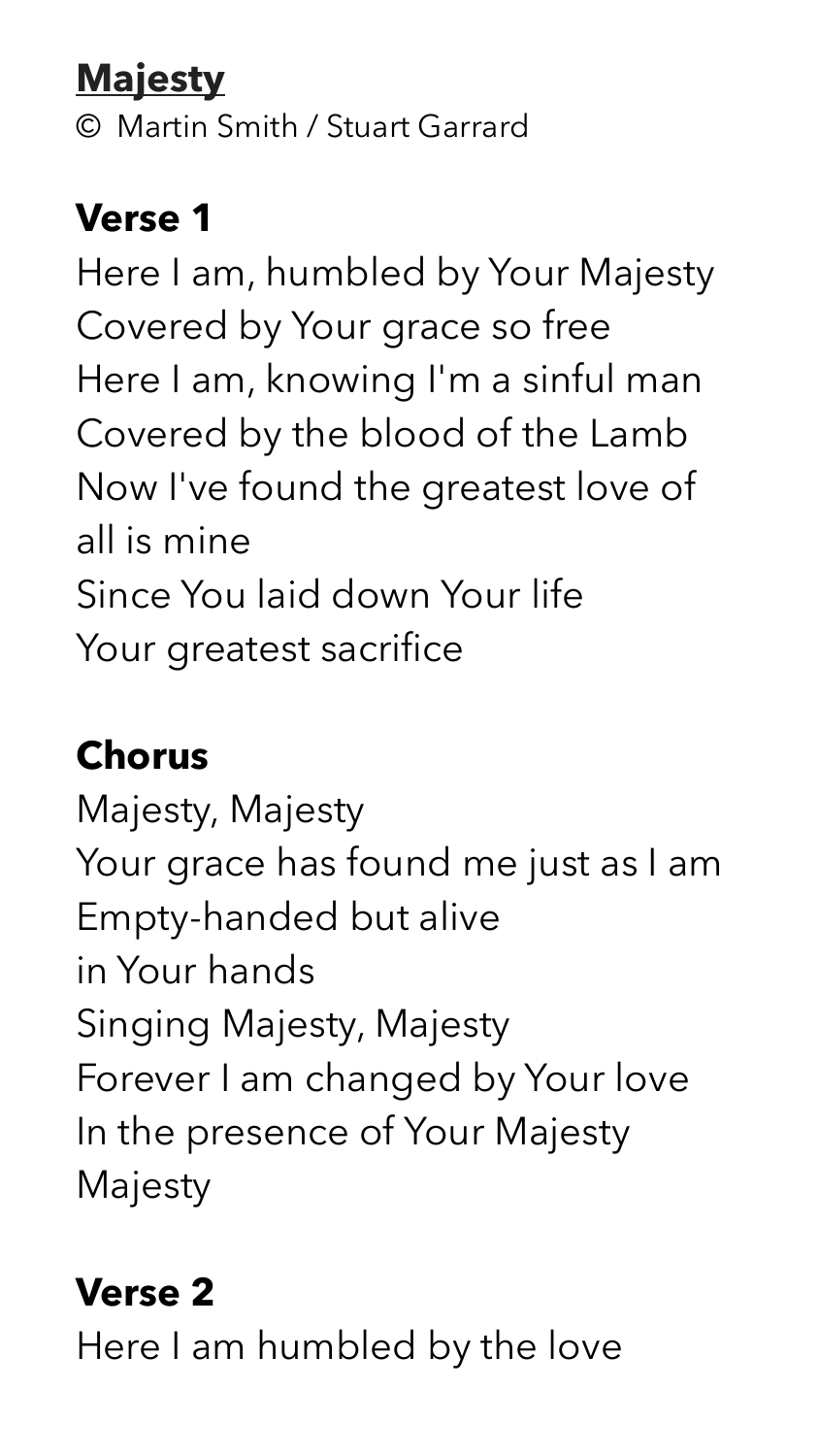## **Majesty**

© Martin Smith / Stuart Garrard

### Verse 1

Here I am, humbled by Your Majesty
Covered by Your grace so free
Here I am, knowing I'm a sinful man
Covered by the blood of the Lamb
Now I've found the greatest love of all is mine
Since You laid down Your life
Your greatest sacrifice

### Chorus

Majesty, Majesty
Your grace has found me just as I am
Empty-handed but alive
in Your hands
Singing Majesty, Majesty
Forever I am changed by Your love
In the presence of Your Majesty
Majesty

### Verse 2

Here I am humbled by the love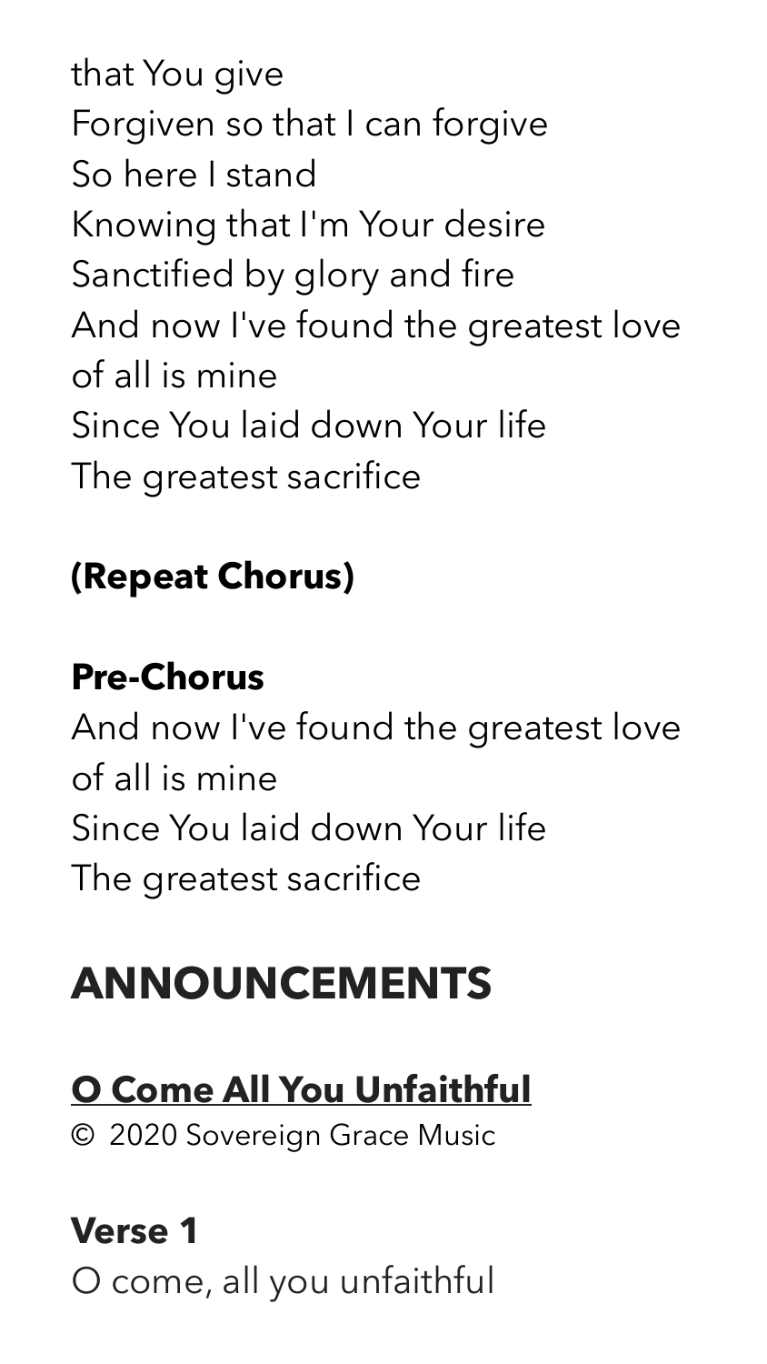that You give
Forgiven so that I can forgive
So here I stand
Knowing that I'm Your desire
Sanctified by glory and fire
And now I've found the greatest love of all is mine
Since You laid down Your life
The greatest sacrifice

**(Repeat Chorus)**

**Pre-Chorus**
And now I've found the greatest love of all is mine
Since You laid down Your life
The greatest sacrifice

## ANNOUNCEMENTS

**<u>O Come All You Unfaithful</u>**
© 2020 Sovereign Grace Music

**Verse 1**
O come, all you unfaithful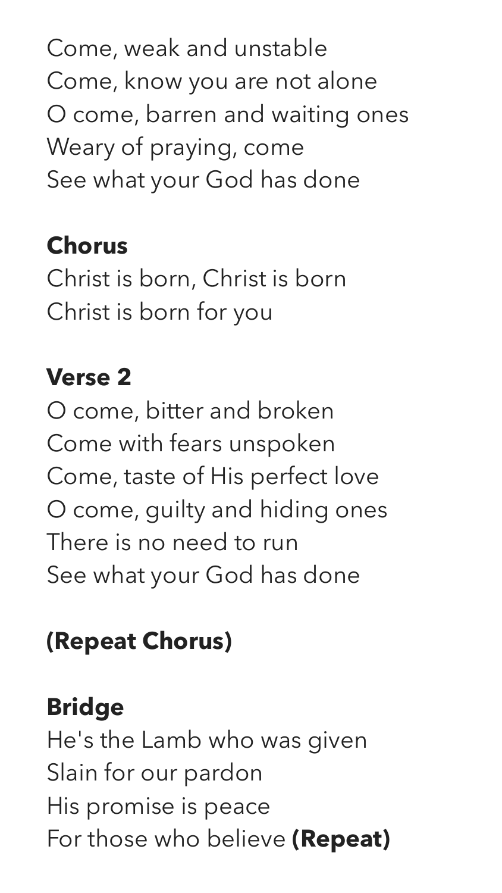Come, weak and unstable
Come, know you are not alone
O come, barren and waiting ones
Weary of praying, come
See what your God has done

**Chorus**
Christ is born, Christ is born
Christ is born for you

**Verse 2**
O come, bitter and broken
Come with fears unspoken
Come, taste of His perfect love
O come, guilty and hiding ones
There is no need to run
See what your God has done

**(Repeat Chorus)**

**Bridge**
He's the Lamb who was given
Slain for our pardon
His promise is peace
For those who believe **(Repeat)**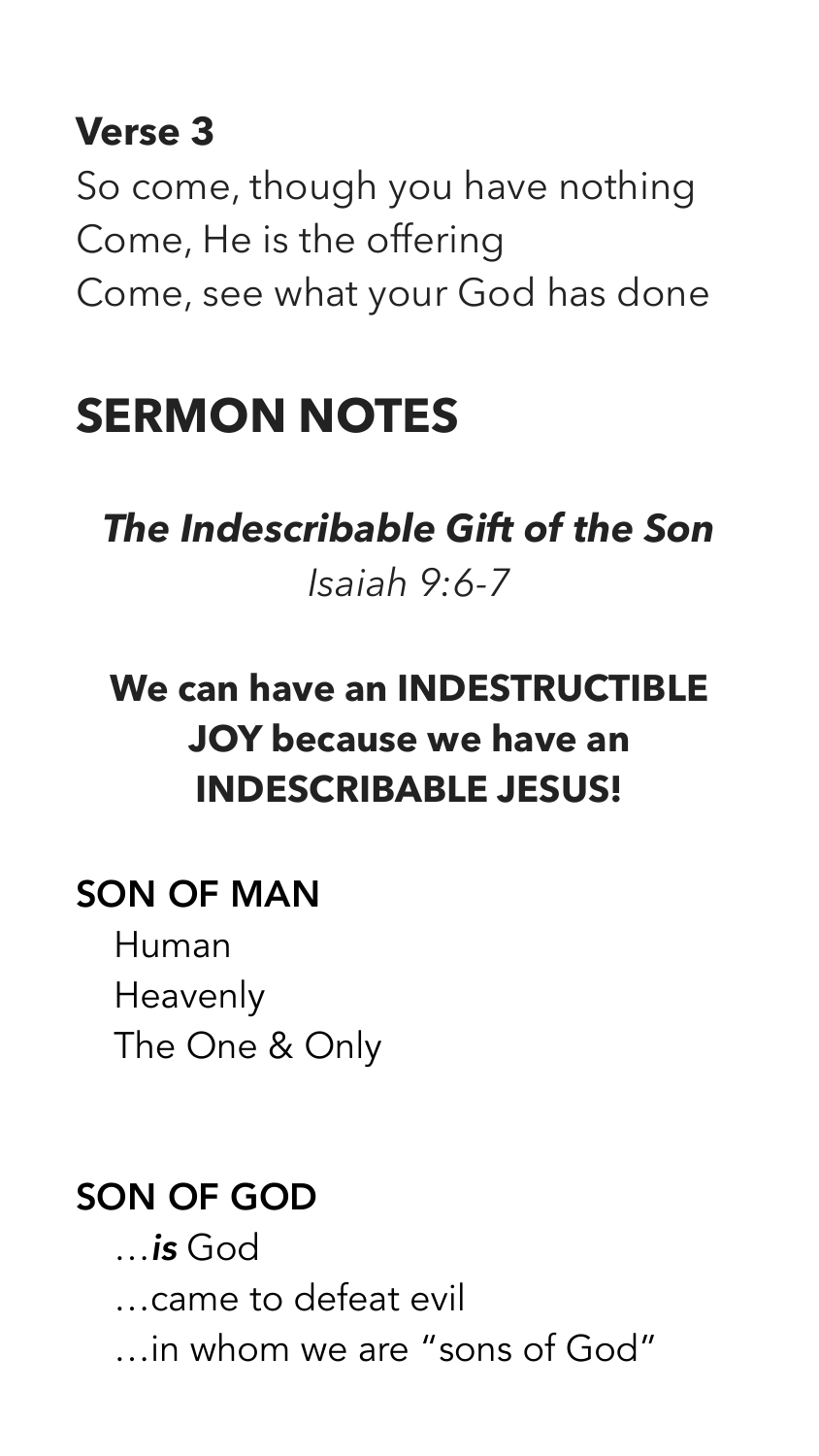**Verse 3**

So come, though you have nothing
Come, He is the offering
Come, see what your God has done

# SERMON NOTES

## *The Indescribable Gift of the Son*

*Isaiah 9:6-7*

**We can have an INDESTRUCTIBLE JOY because we have an INDESCRIBABLE JESUS!**

### SON OF MAN

- Human
- Heavenly
- The One & Only

### SON OF GOD

- …***is*** God
- …came to defeat evil
- …in whom we are "sons of God"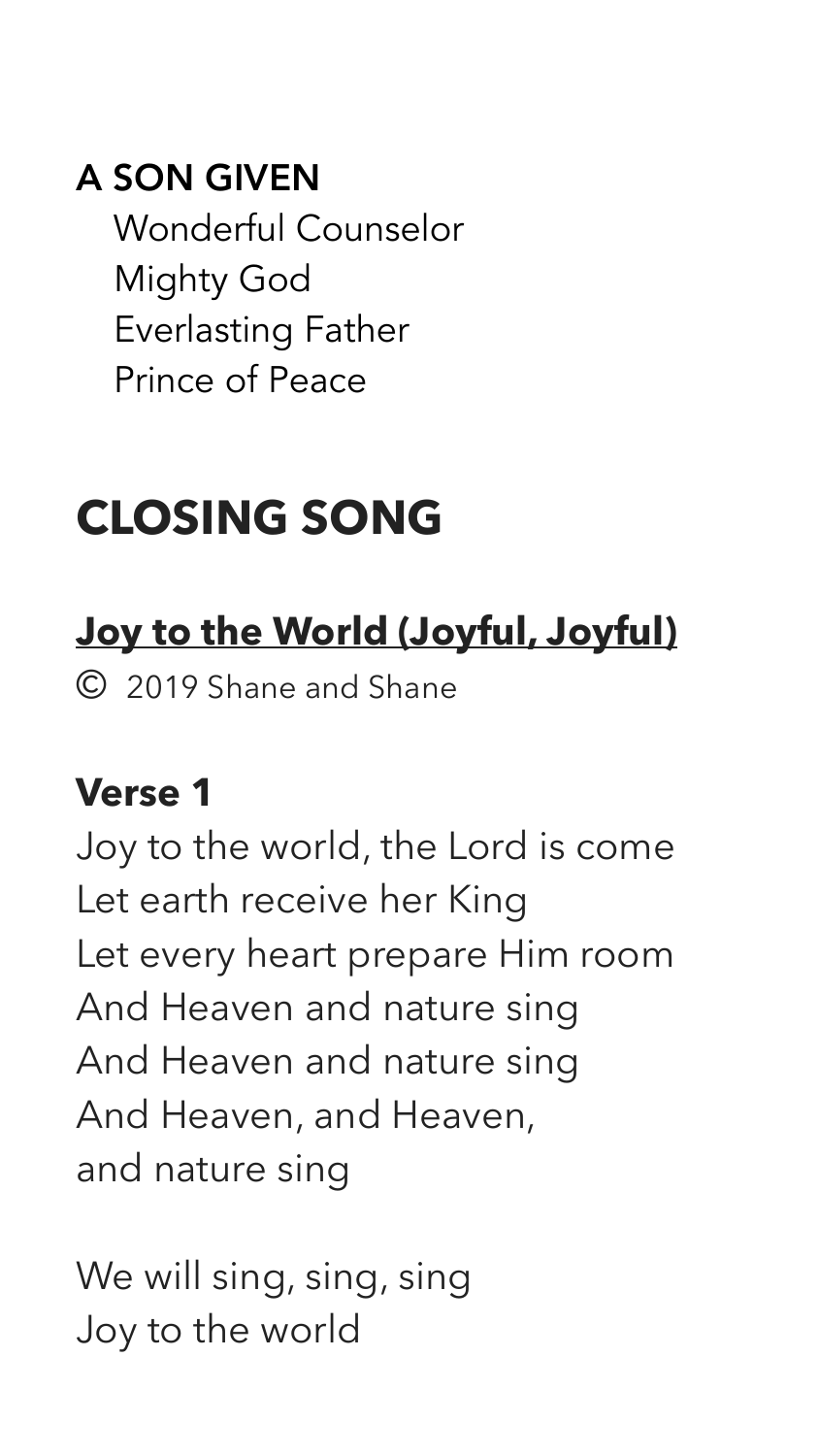**A SON GIVEN**

Wonderful Counselor
Mighty God
Everlasting Father
Prince of Peace

# CLOSING SONG

## Joy to the World (Joyful, Joyful)

© 2019 Shane and Shane

### Verse 1

Joy to the world, the Lord is come
Let earth receive her King
Let every heart prepare Him room
And Heaven and nature sing
And Heaven and nature sing
And Heaven, and Heaven,
and nature sing

We will sing, sing, sing
Joy to the world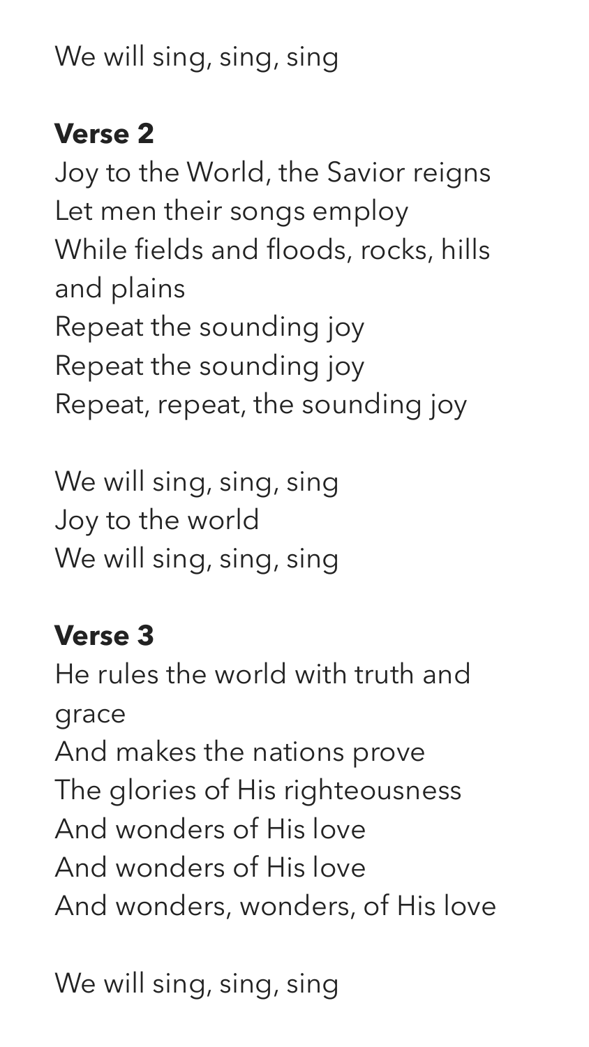We will sing, sing, sing

**Verse 2**

Joy to the World, the Savior reigns
Let men their songs employ
While fields and floods, rocks, hills and plains
Repeat the sounding joy
Repeat the sounding joy
Repeat, repeat, the sounding joy

We will sing, sing, sing
Joy to the world
We will sing, sing, sing

**Verse 3**

He rules the world with truth and grace
And makes the nations prove
The glories of His righteousness
And wonders of His love
And wonders of His love
And wonders, wonders, of His love

We will sing, sing, sing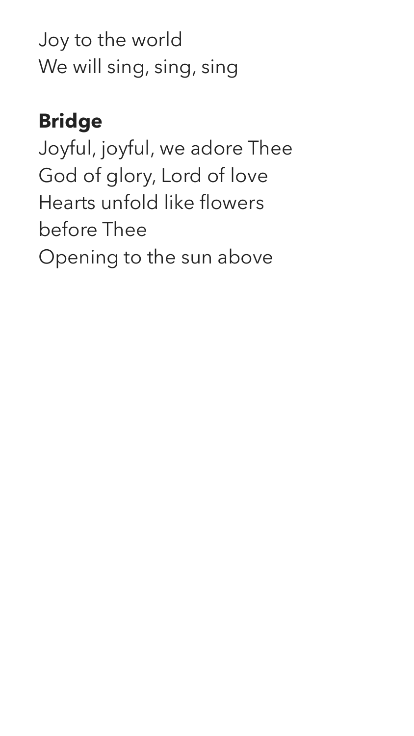Joy to the world
We will sing, sing, sing

**Bridge**

Joyful, joyful, we adore Thee
God of glory, Lord of love
Hearts unfold like flowers
before Thee
Opening to the sun above